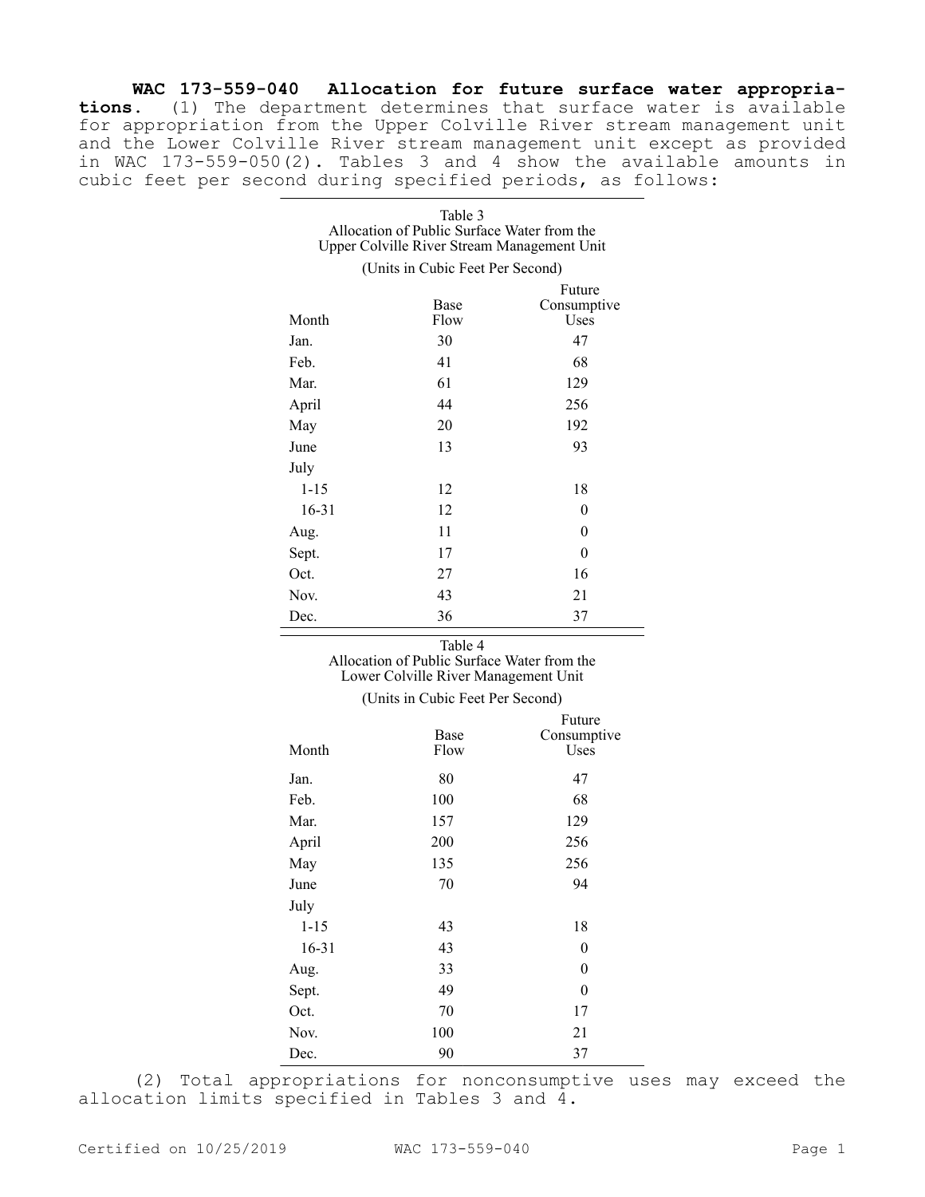**WAC 173-559-040 Allocation for future surface water appropriations.** (1) The department determines that surface water is available for appropriation from the Upper Colville River stream management unit and the Lower Colville River stream management unit except as provided in WAC 173-559-050(2). Tables 3 and 4 show the available amounts in cubic feet per second during specified periods, as follows:

Table 3
Allocation of Public Surface Water from the
Upper Colville River Stream Management Unit

(Units in Cubic Feet Per Second)

| Month | Base Flow | Future Consumptive Uses |
|---|---|---|
| Jan. | 30 | 47 |
| Feb. | 41 | 68 |
| Mar. | 61 | 129 |
| April | 44 | 256 |
| May | 20 | 192 |
| June | 13 | 93 |
| July | | |
| 1-15 | 12 | 18 |
| 16-31 | 12 | 0 |
| Aug. | 11 | 0 |
| Sept. | 17 | 0 |
| Oct. | 27 | 16 |
| Nov. | 43 | 21 |
| Dec. | 36 | 37 |

Table 4
Allocation of Public Surface Water from the
Lower Colville River Management Unit

(Units in Cubic Feet Per Second)

| Month | Base Flow | Future Consumptive Uses |
|---|---|---|
| Jan. | 80 | 47 |
| Feb. | 100 | 68 |
| Mar. | 157 | 129 |
| April | 200 | 256 |
| May | 135 | 256 |
| June | 70 | 94 |
| July | | |
| 1-15 | 43 | 18 |
| 16-31 | 43 | 0 |
| Aug. | 33 | 0 |
| Sept. | 49 | 0 |
| Oct. | 70 | 17 |
| Nov. | 100 | 21 |
| Dec. | 90 | 37 |

(2) Total appropriations for nonconsumptive uses may exceed the allocation limits specified in Tables 3 and 4.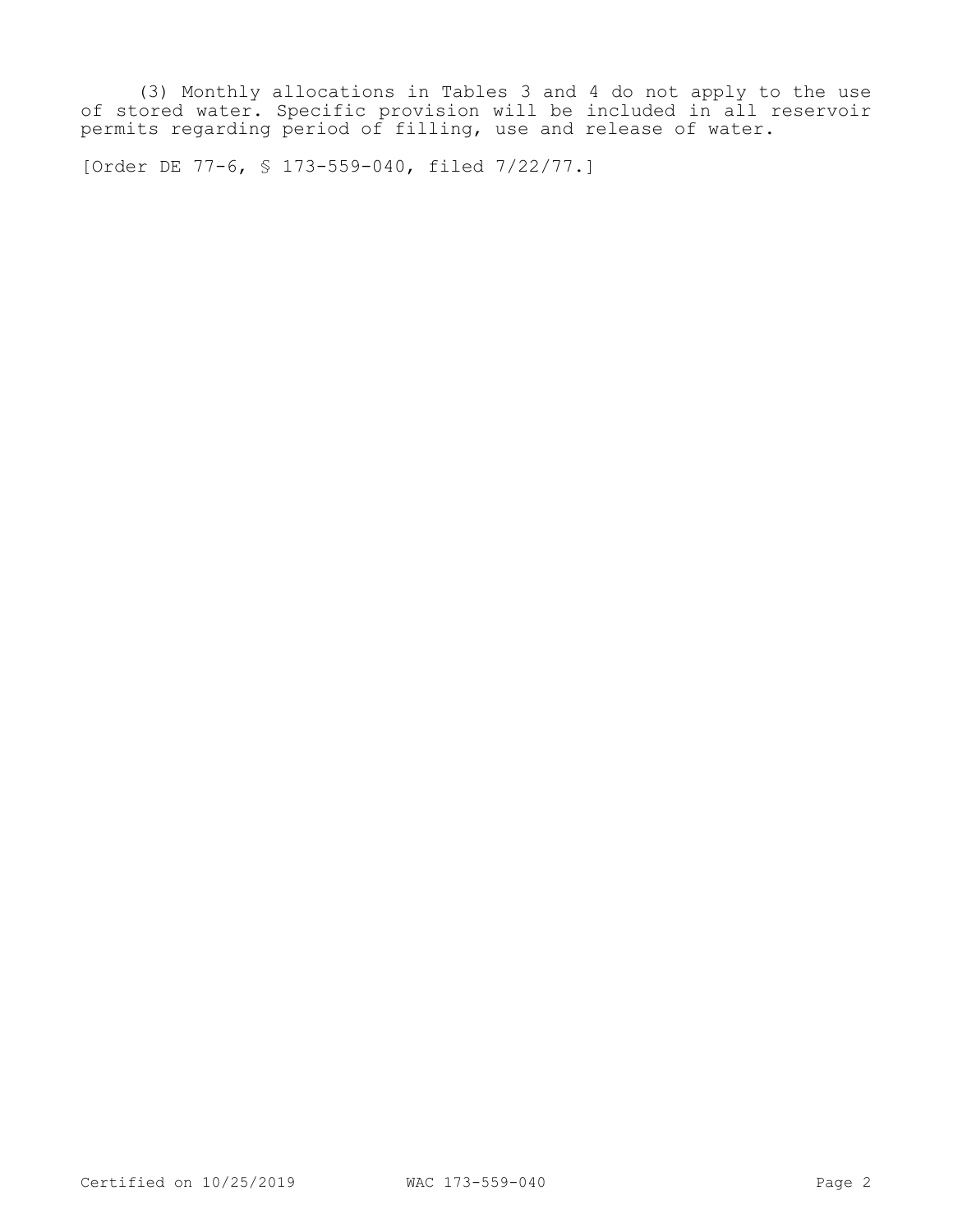(3) Monthly allocations in Tables 3 and 4 do not apply to the use of stored water. Specific provision will be included in all reservoir permits regarding period of filling, use and release of water.

[Order DE 77-6, § 173-559-040, filed 7/22/77.]